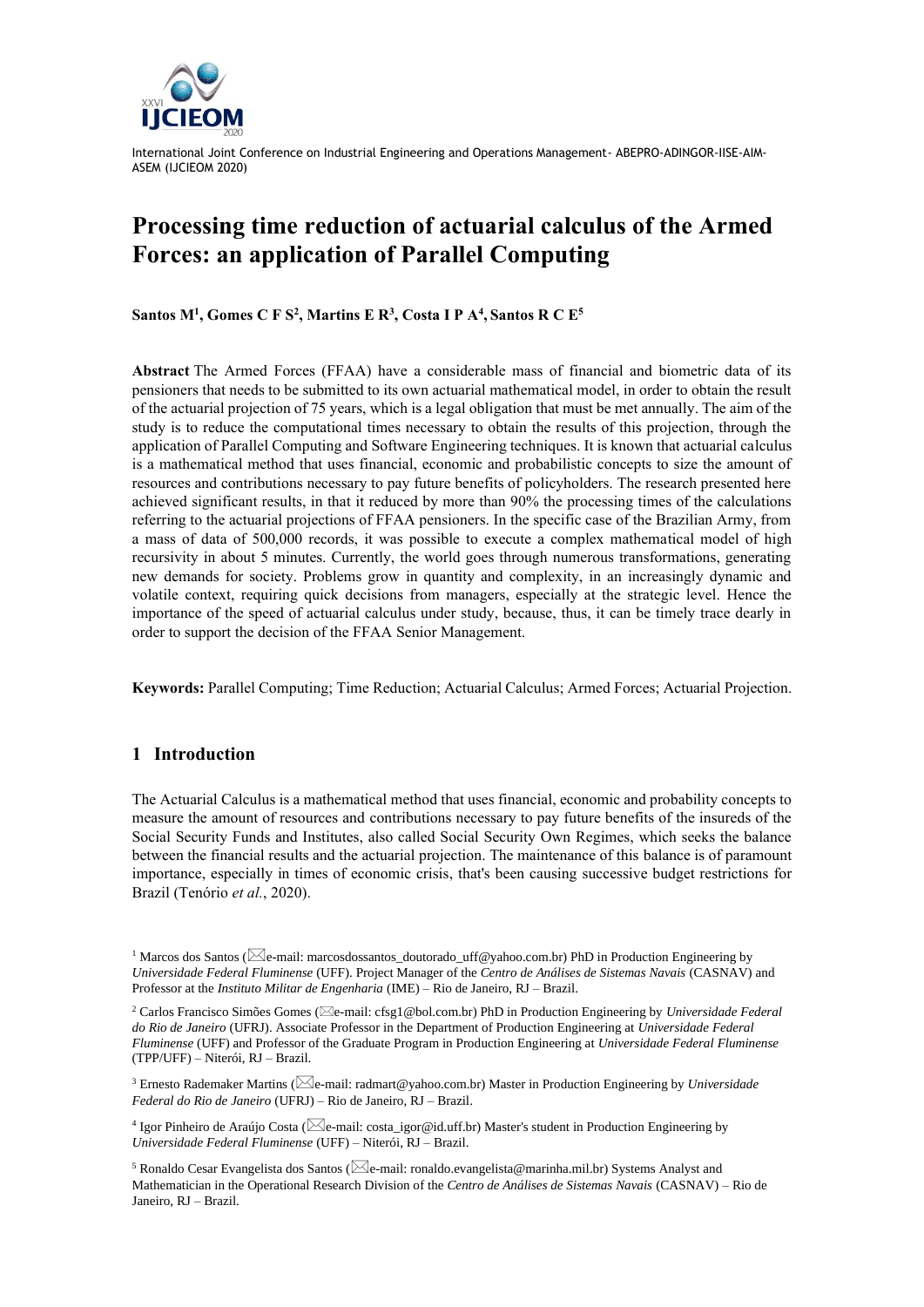# Processing time reduction of actuarial calculus of the Armed Forces: an application of Parallel Computing

**Santos M[1], Gomes C F S[2], Martins E R[3], Costa I P A[4], Santos R C E[5]**

**Abstract** The Armed Forces (FFAA) have a considerable mass of financial and biometric data of its pensioners that needs to be submitted to its own actuarial mathematical model, in order to obtain the result of the actuarial projection of 75 years, which is a legal obligation that must be met annually. The aim of the study is to reduce the computational times necessary to obtain the results of this projection, through the application of Parallel Computing and Software Engineering techniques. It is known that actuarial calculus is a mathematical method that uses financial, economic and probabilistic concepts to size the amount of resources and contributions necessary to pay future benefits of policyholders. The research presented here achieved significant results, in that it reduced by more than 90% the processing times of the calculations referring to the actuarial projections of FFAA pensioners. In the specific case of the Brazilian Army, from a mass of data of 500,000 records, it was possible to execute a complex mathematical model of high recursivity in about 5 minutes. Currently, the world goes through numerous transformations, generating new demands for society. Problems grow in quantity and complexity, in an increasingly dynamic and volatile context, requiring quick decisions from managers, especially at the strategic level. Hence the importance of the speed of actuarial calculus under study, because, thus, it can be timely trace dearly in order to support the decision of the FFAA Senior Management.

**Keywords:** Parallel Computing; Time Reduction; Actuarial Calculus; Armed Forces; Actuarial Projection.

## 1 Introduction

The Actuarial Calculus is a mathematical method that uses financial, economic and probability concepts to measure the amount of resources and contributions necessary to pay future benefits of the insureds of the Social Security Funds and Institutes, also called Social Security Own Regimes, which seeks the balance between the financial results and the actuarial projection. The maintenance of this balance is of paramount importance, especially in times of economic crisis, that's been causing successive budget restrictions for Brazil (Tenório *et al.*, 2020).

[1] Marcos dos Santos (e-mail: marcosdossantos_doutorado_uff@yahoo.com.br) PhD in Production Engineering by *Universidade Federal Fluminense* (UFF). Project Manager of the *Centro de Análises de Sistemas Navais* (CASNAV) and Professor at the *Instituto Militar de Engenharia* (IME) – Rio de Janeiro, RJ – Brazil.

[2] Carlos Francisco Simões Gomes (e-mail: cfsg1@bol.com.br) PhD in Production Engineering by *Universidade Federal do Rio de Janeiro* (UFRJ). Associate Professor in the Department of Production Engineering at *Universidade Federal Fluminense* (UFF) and Professor of the Graduate Program in Production Engineering at *Universidade Federal Fluminense* (TPP/UFF) – Niterói, RJ – Brazil.

[3] Ernesto Rademaker Martins (e-mail: radmart@yahoo.com.br) Master in Production Engineering by *Universidade Federal do Rio de Janeiro* (UFRJ) – Rio de Janeiro, RJ – Brazil.

[4] Igor Pinheiro de Araújo Costa (e-mail: costa_igor@id.uff.br) Master's student in Production Engineering by *Universidade Federal Fluminense* (UFF) – Niterói, RJ – Brazil.

[5] Ronaldo Cesar Evangelista dos Santos (e-mail: ronaldo.evangelista@marinha.mil.br) Systems Analyst and Mathematician in the Operational Research Division of the *Centro de Análises de Sistemas Navais* (CASNAV) – Rio de Janeiro, RJ – Brazil.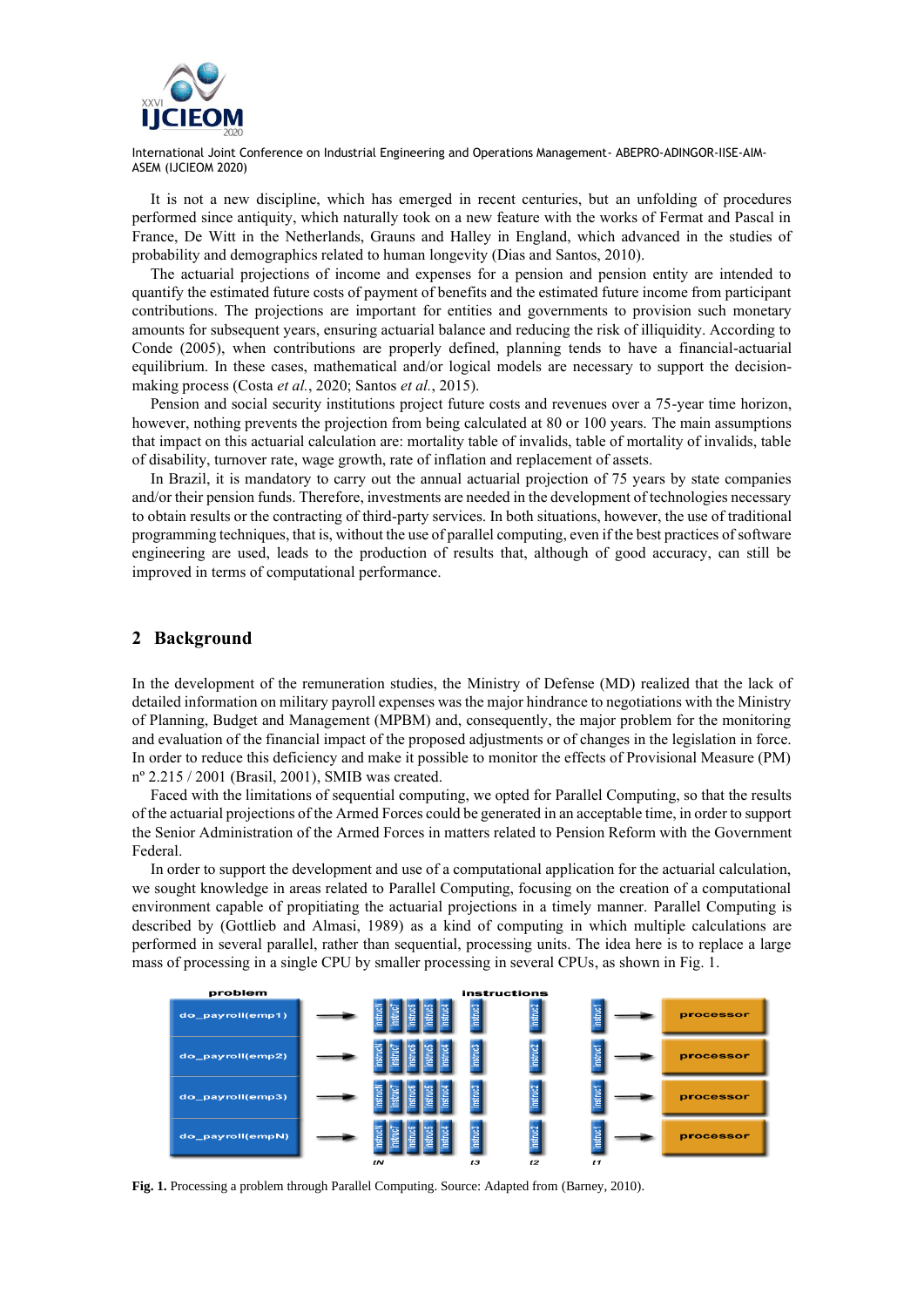It is not a new discipline, which has emerged in recent centuries, but an unfolding of procedures performed since antiquity, which naturally took on a new feature with the works of Fermat and Pascal in France, De Witt in the Netherlands, Grauns and Halley in England, which advanced in the studies of probability and demographics related to human longevity (Dias and Santos, 2010).

The actuarial projections of income and expenses for a pension and pension entity are intended to quantify the estimated future costs of payment of benefits and the estimated future income from participant contributions. The projections are important for entities and governments to provision such monetary amounts for subsequent years, ensuring actuarial balance and reducing the risk of illiquidity. According to Conde (2005), when contributions are properly defined, planning tends to have a financial-actuarial equilibrium. In these cases, mathematical and/or logical models are necessary to support the decision-making process (Costa *et al.*, 2020; Santos *et al.*, 2015).

Pension and social security institutions project future costs and revenues over a 75-year time horizon, however, nothing prevents the projection from being calculated at 80 or 100 years. The main assumptions that impact on this actuarial calculation are: mortality table of invalids, table of mortality of invalids, table of disability, turnover rate, wage growth, rate of inflation and replacement of assets.

In Brazil, it is mandatory to carry out the annual actuarial projection of 75 years by state companies and/or their pension funds. Therefore, investments are needed in the development of technologies necessary to obtain results or the contracting of third-party services. In both situations, however, the use of traditional programming techniques, that is, without the use of parallel computing, even if the best practices of software engineering are used, leads to the production of results that, although of good accuracy, can still be improved in terms of computational performance.

## 2 Background

In the development of the remuneration studies, the Ministry of Defense (MD) realized that the lack of detailed information on military payroll expenses was the major hindrance to negotiations with the Ministry of Planning, Budget and Management (MPBM) and, consequently, the major problem for the monitoring and evaluation of the financial impact of the proposed adjustments or of changes in the legislation in force. In order to reduce this deficiency and make it possible to monitor the effects of Provisional Measure (PM) nº 2.215 / 2001 (Brasil, 2001), SMIB was created.

Faced with the limitations of sequential computing, we opted for Parallel Computing, so that the results of the actuarial projections of the Armed Forces could be generated in an acceptable time, in order to support the Senior Administration of the Armed Forces in matters related to Pension Reform with the Government Federal.

In order to support the development and use of a computational application for the actuarial calculation, we sought knowledge in areas related to Parallel Computing, focusing on the creation of a computational environment capable of propitiating the actuarial projections in a timely manner. Parallel Computing is described by (Gottlieb and Almasi, 1989) as a kind of computing in which multiple calculations are performed in several parallel, rather than sequential, processing units. The idea here is to replace a large mass of processing in a single CPU by smaller processing in several CPUs, as shown in Fig. 1.

**Fig. 1.** Processing a problem through Parallel Computing. Source: Adapted from (Barney, 2010).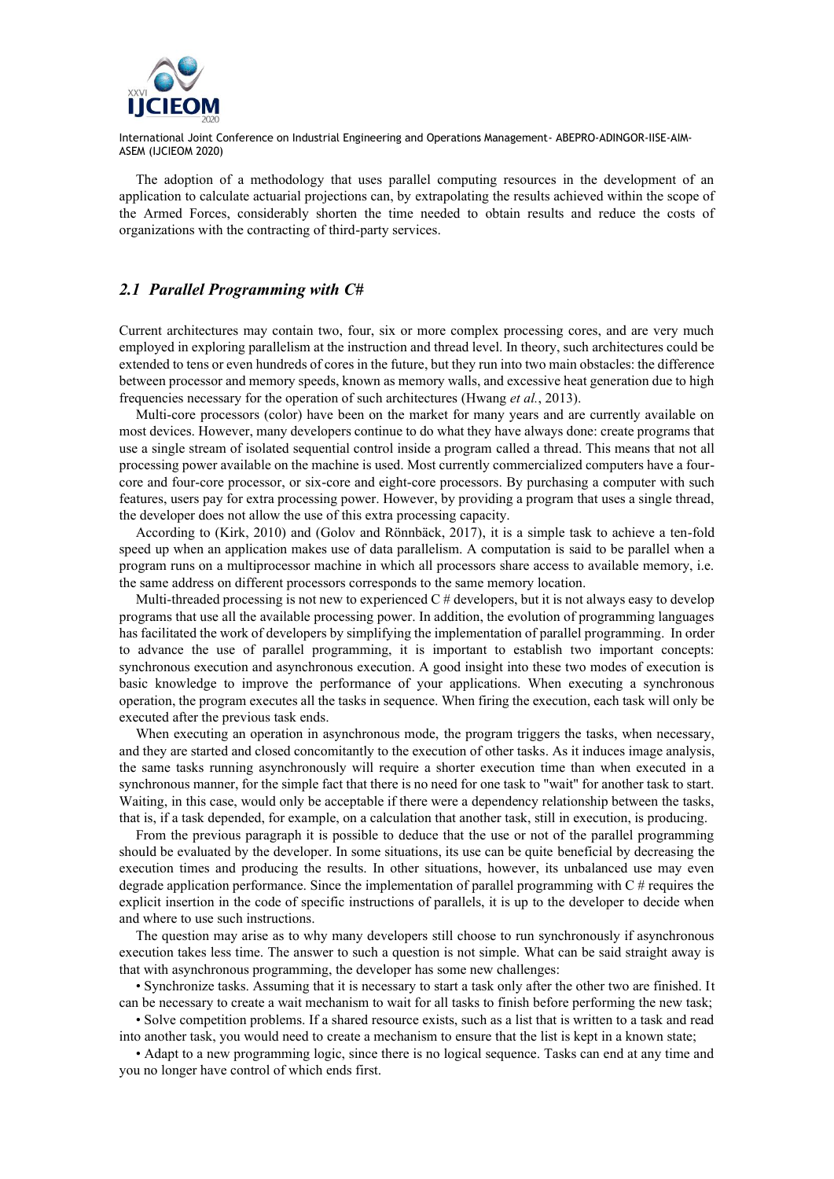The adoption of a methodology that uses parallel computing resources in the development of an application to calculate actuarial projections can, by extrapolating the results achieved within the scope of the Armed Forces, considerably shorten the time needed to obtain results and reduce the costs of organizations with the contracting of third-party services.

## *2.1 Parallel Programming with C#*

Current architectures may contain two, four, six or more complex processing cores, and are very much employed in exploring parallelism at the instruction and thread level. In theory, such architectures could be extended to tens or even hundreds of cores in the future, but they run into two main obstacles: the difference between processor and memory speeds, known as memory walls, and excessive heat generation due to high frequencies necessary for the operation of such architectures (Hwang *et al.*, 2013).

Multi-core processors (color) have been on the market for many years and are currently available on most devices. However, many developers continue to do what they have always done: create programs that use a single stream of isolated sequential control inside a program called a thread. This means that not all processing power available on the machine is used. Most currently commercialized computers have a four-core and four-core processor, or six-core and eight-core processors. By purchasing a computer with such features, users pay for extra processing power. However, by providing a program that uses a single thread, the developer does not allow the use of this extra processing capacity.

According to (Kirk, 2010) and (Golov and Rönnbäck, 2017), it is a simple task to achieve a ten-fold speed up when an application makes use of data parallelism. A computation is said to be parallel when a program runs on a multiprocessor machine in which all processors share access to available memory, i.e. the same address on different processors corresponds to the same memory location.

Multi-threaded processing is not new to experienced C # developers, but it is not always easy to develop programs that use all the available processing power. In addition, the evolution of programming languages has facilitated the work of developers by simplifying the implementation of parallel programming. In order to advance the use of parallel programming, it is important to establish two important concepts: synchronous execution and asynchronous execution. A good insight into these two modes of execution is basic knowledge to improve the performance of your applications. When executing a synchronous operation, the program executes all the tasks in sequence. When firing the execution, each task will only be executed after the previous task ends.

When executing an operation in asynchronous mode, the program triggers the tasks, when necessary, and they are started and closed concomitantly to the execution of other tasks. As it induces image analysis, the same tasks running asynchronously will require a shorter execution time than when executed in a synchronous manner, for the simple fact that there is no need for one task to "wait" for another task to start. Waiting, in this case, would only be acceptable if there were a dependency relationship between the tasks, that is, if a task depended, for example, on a calculation that another task, still in execution, is producing.

From the previous paragraph it is possible to deduce that the use or not of the parallel programming should be evaluated by the developer. In some situations, its use can be quite beneficial by decreasing the execution times and producing the results. In other situations, however, its unbalanced use may even degrade application performance. Since the implementation of parallel programming with C # requires the explicit insertion in the code of specific instructions of parallels, it is up to the developer to decide when and where to use such instructions.

The question may arise as to why many developers still choose to run synchronously if asynchronous execution takes less time. The answer to such a question is not simple. What can be said straight away is that with asynchronous programming, the developer has some new challenges:

- Synchronize tasks. Assuming that it is necessary to start a task only after the other two are finished. It can be necessary to create a wait mechanism to wait for all tasks to finish before performing the new task;
- Solve competition problems. If a shared resource exists, such as a list that is written to a task and read into another task, you would need to create a mechanism to ensure that the list is kept in a known state;
- Adapt to a new programming logic, since there is no logical sequence. Tasks can end at any time and you no longer have control of which ends first.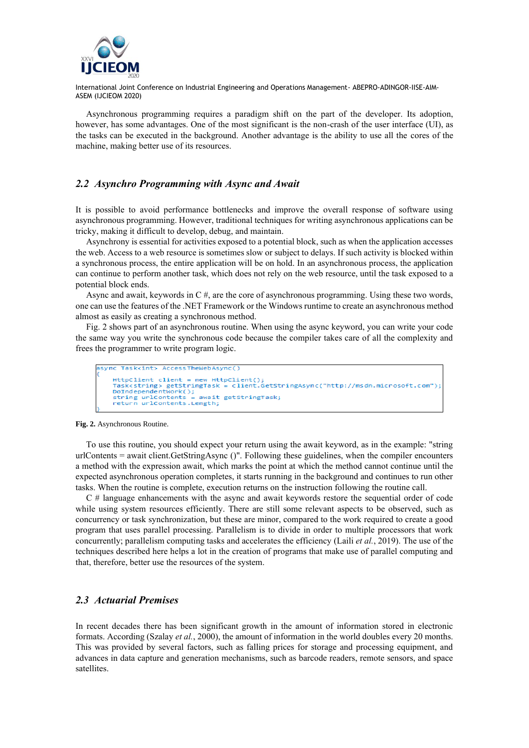Asynchronous programming requires a paradigm shift on the part of the developer. Its adoption, however, has some advantages. One of the most significant is the non-crash of the user interface (UI), as the tasks can be executed in the background. Another advantage is the ability to use all the cores of the machine, making better use of its resources.

## *2.2 Asynchro Programming with Async and Await*

It is possible to avoid performance bottlenecks and improve the overall response of software using asynchronous programming. However, traditional techniques for writing asynchronous applications can be tricky, making it difficult to develop, debug, and maintain.

Asynchrony is essential for activities exposed to a potential block, such as when the application accesses the web. Access to a web resource is sometimes slow or subject to delays. If such activity is blocked within a synchronous process, the entire application will be on hold. In an asynchronous process, the application can continue to perform another task, which does not rely on the web resource, until the task exposed to a potential block ends.

Async and await, keywords in C #, are the core of asynchronous programming. Using these two words, one can use the features of the .NET Framework or the Windows runtime to create an asynchronous method almost as easily as creating a synchronous method.

Fig. 2 shows part of an asynchronous routine. When using the async keyword, you can write your code the same way you write the synchronous code because the compiler takes care of all the complexity and frees the programmer to write program logic.

```
async Task<int> AccessTheWebAsync()
{
    HttpClient client = new HttpClient();
    Task<string> getStringTask = client.GetStringAsync("http://msdn.microsoft.com");
    DoIndependentWork();
    string urlContents = await getStringTask;
    return urlContents.Length;
}
```

**Fig. 2.** Asynchronous Routine.

To use this routine, you should expect your return using the await keyword, as in the example: "string urlContents = await client.GetStringAsync ()". Following these guidelines, when the compiler encounters a method with the expression await, which marks the point at which the method cannot continue until the expected asynchronous operation completes, it starts running in the background and continues to run other tasks. When the routine is complete, execution returns on the instruction following the routine call.

C # language enhancements with the async and await keywords restore the sequential order of code while using system resources efficiently. There are still some relevant aspects to be observed, such as concurrency or task synchronization, but these are minor, compared to the work required to create a good program that uses parallel processing. Parallelism is to divide in order to multiple processors that work concurrently; parallelism computing tasks and accelerates the efficiency (Laili *et al.*, 2019). The use of the techniques described here helps a lot in the creation of programs that make use of parallel computing and that, therefore, better use the resources of the system.

## *2.3 Actuarial Premises*

In recent decades there has been significant growth in the amount of information stored in electronic formats. According (Szalay *et al.*, 2000), the amount of information in the world doubles every 20 months. This was provided by several factors, such as falling prices for storage and processing equipment, and advances in data capture and generation mechanisms, such as barcode readers, remote sensors, and space satellites.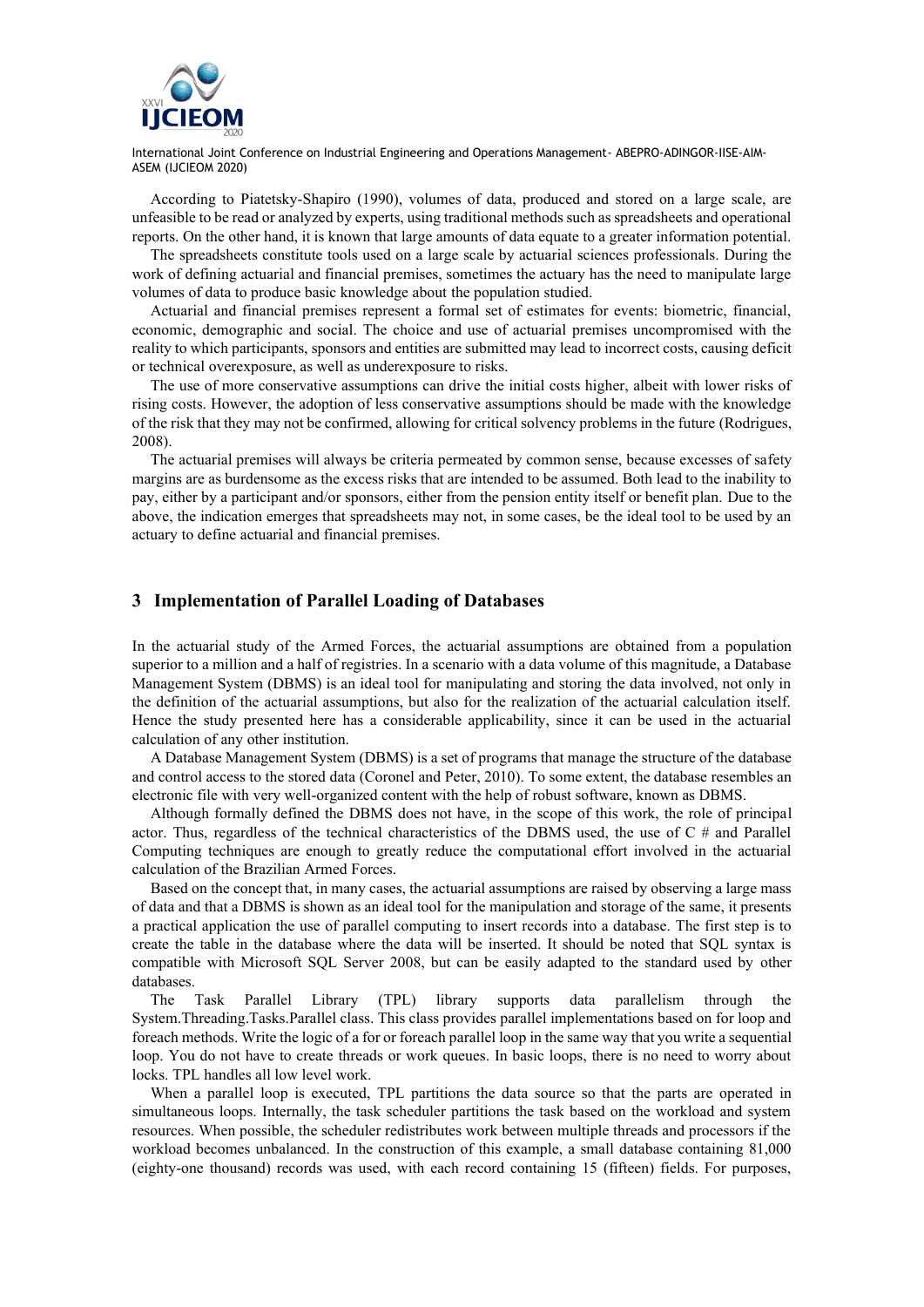According to Piatetsky-Shapiro (1990), volumes of data, produced and stored on a large scale, are unfeasible to be read or analyzed by experts, using traditional methods such as spreadsheets and operational reports. On the other hand, it is known that large amounts of data equate to a greater information potential.

The spreadsheets constitute tools used on a large scale by actuarial sciences professionals. During the work of defining actuarial and financial premises, sometimes the actuary has the need to manipulate large volumes of data to produce basic knowledge about the population studied.

Actuarial and financial premises represent a formal set of estimates for events: biometric, financial, economic, demographic and social. The choice and use of actuarial premises uncompromised with the reality to which participants, sponsors and entities are submitted may lead to incorrect costs, causing deficit or technical overexposure, as well as underexposure to risks.

The use of more conservative assumptions can drive the initial costs higher, albeit with lower risks of rising costs. However, the adoption of less conservative assumptions should be made with the knowledge of the risk that they may not be confirmed, allowing for critical solvency problems in the future (Rodrigues, 2008).

The actuarial premises will always be criteria permeated by common sense, because excesses of safety margins are as burdensome as the excess risks that are intended to be assumed. Both lead to the inability to pay, either by a participant and/or sponsors, either from the pension entity itself or benefit plan. Due to the above, the indication emerges that spreadsheets may not, in some cases, be the ideal tool to be used by an actuary to define actuarial and financial premises.

## 3 Implementation of Parallel Loading of Databases

In the actuarial study of the Armed Forces, the actuarial assumptions are obtained from a population superior to a million and a half of registries. In a scenario with a data volume of this magnitude, a Database Management System (DBMS) is an ideal tool for manipulating and storing the data involved, not only in the definition of the actuarial assumptions, but also for the realization of the actuarial calculation itself. Hence the study presented here has a considerable applicability, since it can be used in the actuarial calculation of any other institution.

A Database Management System (DBMS) is a set of programs that manage the structure of the database and control access to the stored data (Coronel and Peter, 2010). To some extent, the database resembles an electronic file with very well-organized content with the help of robust software, known as DBMS.

Although formally defined the DBMS does not have, in the scope of this work, the role of principal actor. Thus, regardless of the technical characteristics of the DBMS used, the use of C # and Parallel Computing techniques are enough to greatly reduce the computational effort involved in the actuarial calculation of the Brazilian Armed Forces.

Based on the concept that, in many cases, the actuarial assumptions are raised by observing a large mass of data and that a DBMS is shown as an ideal tool for the manipulation and storage of the same, it presents a practical application the use of parallel computing to insert records into a database. The first step is to create the table in the database where the data will be inserted. It should be noted that SQL syntax is compatible with Microsoft SQL Server 2008, but can be easily adapted to the standard used by other databases.

The Task Parallel Library (TPL) library supports data parallelism through the System.Threading.Tasks.Parallel class. This class provides parallel implementations based on for loop and foreach methods. Write the logic of a for or foreach parallel loop in the same way that you write a sequential loop. You do not have to create threads or work queues. In basic loops, there is no need to worry about locks. TPL handles all low level work.

When a parallel loop is executed, TPL partitions the data source so that the parts are operated in simultaneous loops. Internally, the task scheduler partitions the task based on the workload and system resources. When possible, the scheduler redistributes work between multiple threads and processors if the workload becomes unbalanced. In the construction of this example, a small database containing 81,000 (eighty-one thousand) records was used, with each record containing 15 (fifteen) fields. For purposes,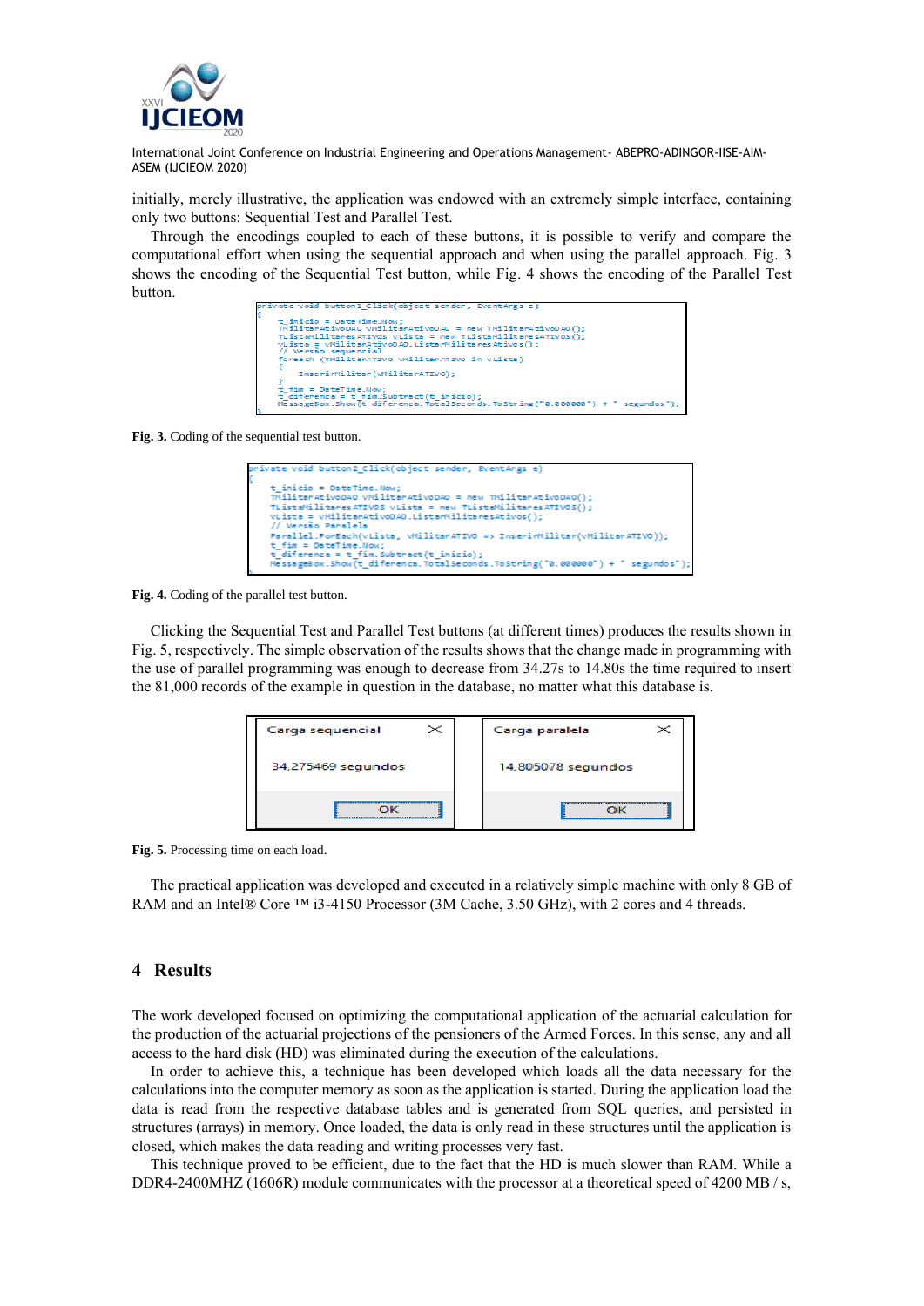initially, merely illustrative, the application was endowed with an extremely simple interface, containing only two buttons: Sequential Test and Parallel Test.

Through the encodings coupled to each of these buttons, it is possible to verify and compare the computational effort when using the sequential approach and when using the parallel approach. Fig. 3 shows the encoding of the Sequential Test button, while Fig. 4 shows the encoding of the Parallel Test button.

```
private void button1_Click(object sender, EventArgs e)
{
    t_inicio = DateTime.Now;
    TMilitarAtivoDAO vMilitarAtivoDAO = new TMilitarAtivoDAO();
    TListaMilitaresATIVOS vLista = new TListaMilitaresATIVOS();
    vLista = vMilitarAtivoDAO.ListarMilitaresAtivos();
    // Versão sequencial
    foreach (TMilitarATIVO vMilitarATIVO in vLista)
    {
        InserirMilitar(vMilitarATIVO);
    }
    t_fim = DateTime.Now;
    t_diferenca = t_fim.Subtract(t_inicio);
    MessageBox.Show(t_diferenca.TotalSeconds.ToString("0.000000") + " segundos");
}
```

**Fig. 3.** Coding of the sequential test button.

```
private void button2_Click(object sender, EventArgs e)
{
    t_inicio = DateTime.Now;
    TMilitarAtivoDAO vMilitarAtivoDAO = new TMilitarAtivoDAO();
    TListaMilitaresATIVOS vLista = new TListaMilitaresATIVOS();
    vLista = vMilitarAtivoDAO.ListarMilitaresAtivos();
    // Versão Paralela
    Parallel.ForEach(vLista, vMilitarATIVO => InserirMilitar(vMilitarATIVO));
    t_fim = DateTime.Now;
    t_diferenca = t_fim.Subtract(t_inicio);
    MessageBox.Show(t_diferenca.TotalSeconds.ToString("0.000000") + " segundos");
```

**Fig. 4.** Coding of the parallel test button.

Clicking the Sequential Test and Parallel Test buttons (at different times) produces the results shown in Fig. 5, respectively. The simple observation of the results shows that the change made in programming with the use of parallel programming was enough to decrease from 34.27s to 14.80s the time required to insert the 81,000 records of the example in question in the database, no matter what this database is.

| Carga sequencial | Carga paralela |
|---|---|
| 34,275469 segundos | 14,805078 segundos |
| OK | OK |

**Fig. 5.** Processing time on each load.

The practical application was developed and executed in a relatively simple machine with only 8 GB of RAM and an Intel® Core ™ i3-4150 Processor (3M Cache, 3.50 GHz), with 2 cores and 4 threads.

## 4 Results

The work developed focused on optimizing the computational application of the actuarial calculation for the production of the actuarial projections of the pensioners of the Armed Forces. In this sense, any and all access to the hard disk (HD) was eliminated during the execution of the calculations.

In order to achieve this, a technique has been developed which loads all the data necessary for the calculations into the computer memory as soon as the application is started. During the application load the data is read from the respective database tables and is generated from SQL queries, and persisted in structures (arrays) in memory. Once loaded, the data is only read in these structures until the application is closed, which makes the data reading and writing processes very fast.

This technique proved to be efficient, due to the fact that the HD is much slower than RAM. While a DDR4-2400MHZ (1606R) module communicates with the processor at a theoretical speed of 4200 MB / s,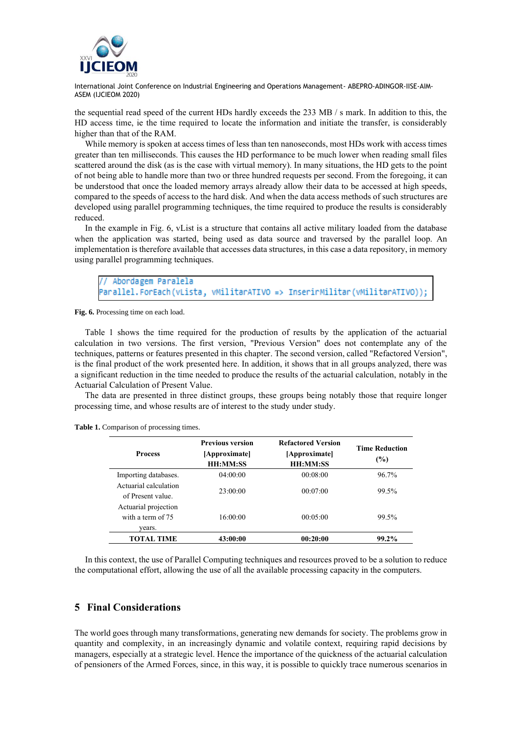the sequential read speed of the current HDs hardly exceeds the 233 MB / s mark. In addition to this, the HD access time, ie the time required to locate the information and initiate the transfer, is considerably higher than that of the RAM.

While memory is spoken at access times of less than ten nanoseconds, most HDs work with access times greater than ten milliseconds. This causes the HD performance to be much lower when reading small files scattered around the disk (as is the case with virtual memory). In many situations, the HD gets to the point of not being able to handle more than two or three hundred requests per second. From the foregoing, it can be understood that once the loaded memory arrays already allow their data to be accessed at high speeds, compared to the speeds of access to the hard disk. And when the data access methods of such structures are developed using parallel programming techniques, the time required to produce the results is considerably reduced.

In the example in Fig. 6, vList is a structure that contains all active military loaded from the database when the application was started, being used as data source and traversed by the parallel loop. An implementation is therefore available that accesses data structures, in this case a data repository, in memory using parallel programming techniques.

```
// Abordagem Paralela
Parallel.ForEach(vLista, vMilitarATIVO => InserirMilitar(vMilitarATIVO));
```

**Fig. 6.** Processing time on each load.

Table 1 shows the time required for the production of results by the application of the actuarial calculation in two versions. The first version, "Previous Version" does not contemplate any of the techniques, patterns or features presented in this chapter. The second version, called "Refactored Version", is the final product of the work presented here. In addition, it shows that in all groups analyzed, there was a significant reduction in the time needed to produce the results of the actuarial calculation, notably in the Actuarial Calculation of Present Value.

The data are presented in three distinct groups, these groups being notably those that require longer processing time, and whose results are of interest to the study under study.

**Table 1.** Comparison of processing times.

| Process | Previous version [Approximate] HH:MM:SS | Refactored Version [Approximate] HH:MM:SS | Time Reduction (%) |
|---|---|---|---|
| Importing databases. | 04:00:00 | 00:08:00 | 96.7% |
| Actuarial calculation of Present value. | 23:00:00 | 00:07:00 | 99.5% |
| Actuarial projection with a term of 75 years. | 16:00:00 | 00:05:00 | 99.5% |
| **TOTAL TIME** | **43:00:00** | **00:20:00** | **99.2%** |

In this context, the use of Parallel Computing techniques and resources proved to be a solution to reduce the computational effort, allowing the use of all the available processing capacity in the computers.

## 5 Final Considerations

The world goes through many transformations, generating new demands for society. The problems grow in quantity and complexity, in an increasingly dynamic and volatile context, requiring rapid decisions by managers, especially at a strategic level. Hence the importance of the quickness of the actuarial calculation of pensioners of the Armed Forces, since, in this way, it is possible to quickly trace numerous scenarios in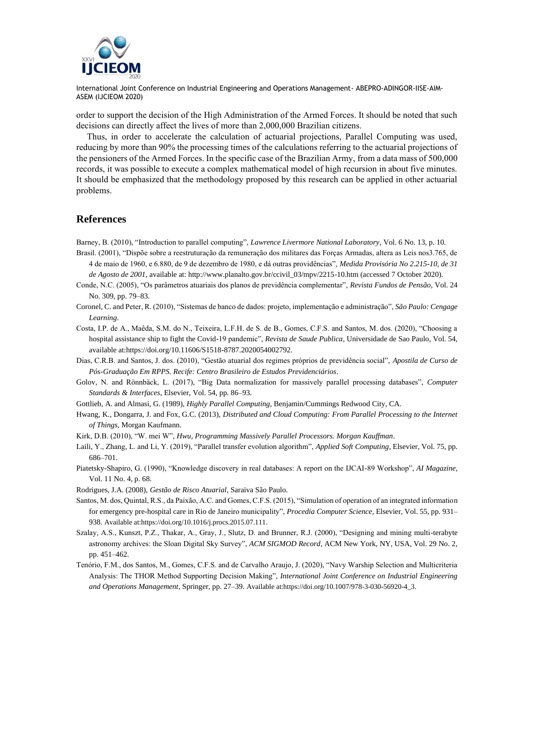order to support the decision of the High Administration of the Armed Forces. It should be noted that such decisions can directly affect the lives of more than 2,000,000 Brazilian citizens.

Thus, in order to accelerate the calculation of actuarial projections, Parallel Computing was used, reducing by more than 90% the processing times of the calculations referring to the actuarial projections of the pensioners of the Armed Forces. In the specific case of the Brazilian Army, from a data mass of 500,000 records, it was possible to execute a complex mathematical model of high recursion in about five minutes. It should be emphasized that the methodology proposed by this research can be applied in other actuarial problems.

## References

Barney, B. (2010), "Introduction to parallel computing", *Lawrence Livermore National Laboratory*, Vol. 6 No. 13, p. 10.

Brasil. (2001), "Dispõe sobre a reestruturação da remuneração dos militares das Forças Armadas, altera as Leis nos3.765, de 4 de maio de 1960, e 6.880, de 9 de dezembro de 1980, e dá outras providências", *Medida Provisória No 2.215-10, de 31 de Agosto de 2001*, available at: http://www.planalto.gov.br/ccivil_03/mpv/2215-10.htm (accessed 7 October 2020).

Conde, N.C. (2005), "Os parâmetros atuariais dos planos de previdência complementar", *Revista Fundos de Pensão*, Vol. 24 No. 309, pp. 79–83.

Coronel, C. and Peter, R. (2010), "Sistemas de banco de dados: projeto, implementação e administração", *São Paulo: Cengage Learning*.

Costa, I.P. de A., Maêda, S.M. do N., Teixeira, L.F.H. de S. de B., Gomes, C.F.S. and Santos, M. dos. (2020), "Choosing a hospital assistance ship to fight the Covid-19 pandemic", *Revista de Saude Publica*, Universidade de Sao Paulo, Vol. 54, available at:https://doi.org/10.11606/S1518-8787.2020054002792.

Dias, C.R.B. and Santos, J. dos. (2010), "Gestão atuarial dos regimes próprios de previdência social", *Apostila de Curso de Pós-Graduação Em RPPS. Recife: Centro Brasileiro de Estudos Previdenciários*.

Golov, N. and Rönnbäck, L. (2017), "Big Data normalization for massively parallel processing databases", *Computer Standards & Interfaces*, Elsevier, Vol. 54, pp. 86–93.

Gottlieb, A. and Almasi, G. (1989), *Highly Parallel Computing*, Benjamin/Cummings Redwood City, CA.

Hwang, K., Dongarra, J. and Fox, G.C. (2013), *Distributed and Cloud Computing: From Parallel Processing to the Internet of Things*, Morgan Kaufmann.

Kirk, D.B. (2010), "W. mei W", *Hwu, Programming Massively Parallel Processors. Morgan Kauffman*.

Laili, Y., Zhang, L. and Li, Y. (2019), "Parallel transfer evolution algorithm", *Applied Soft Computing*, Elsevier, Vol. 75, pp. 686–701.

Piatetsky-Shapiro, G. (1990), "Knowledge discovery in real databases: A report on the IJCAI-89 Workshop", *AI Magazine*, Vol. 11 No. 4, p. 68.

Rodrigues, J.A. (2008), *Gestão de Risco Atuarial*, Saraiva São Paulo.

Santos, M. dos, Quintal, R.S., da Paixão, A.C. and Gomes, C.F.S. (2015), "Simulation of operation of an integrated information for emergency pre-hospital care in Rio de Janeiro municipality", *Procedia Computer Science*, Elsevier, Vol. 55, pp. 931–938. Available at:https://doi.org/10.1016/j.procs.2015.07.111.

Szalay, A.S., Kunszt, P.Z., Thakar, A., Gray, J., Slutz, D. and Brunner, R.J. (2000), "Designing and mining multi-terabyte astronomy archives: the Sloan Digital Sky Survey", *ACM SIGMOD Record*, ACM New York, NY, USA, Vol. 29 No. 2, pp. 451–462.

Tenório, F.M., dos Santos, M., Gomes, C.F.S. and de Carvalho Araujo, J. (2020), "Navy Warship Selection and Multicriteria Analysis: The THOR Method Supporting Decision Making", *International Joint Conference on Industrial Engineering and Operations Management*, Springer, pp. 27–39. Available at:https://doi.org/10.1007/978-3-030-56920-4_3.